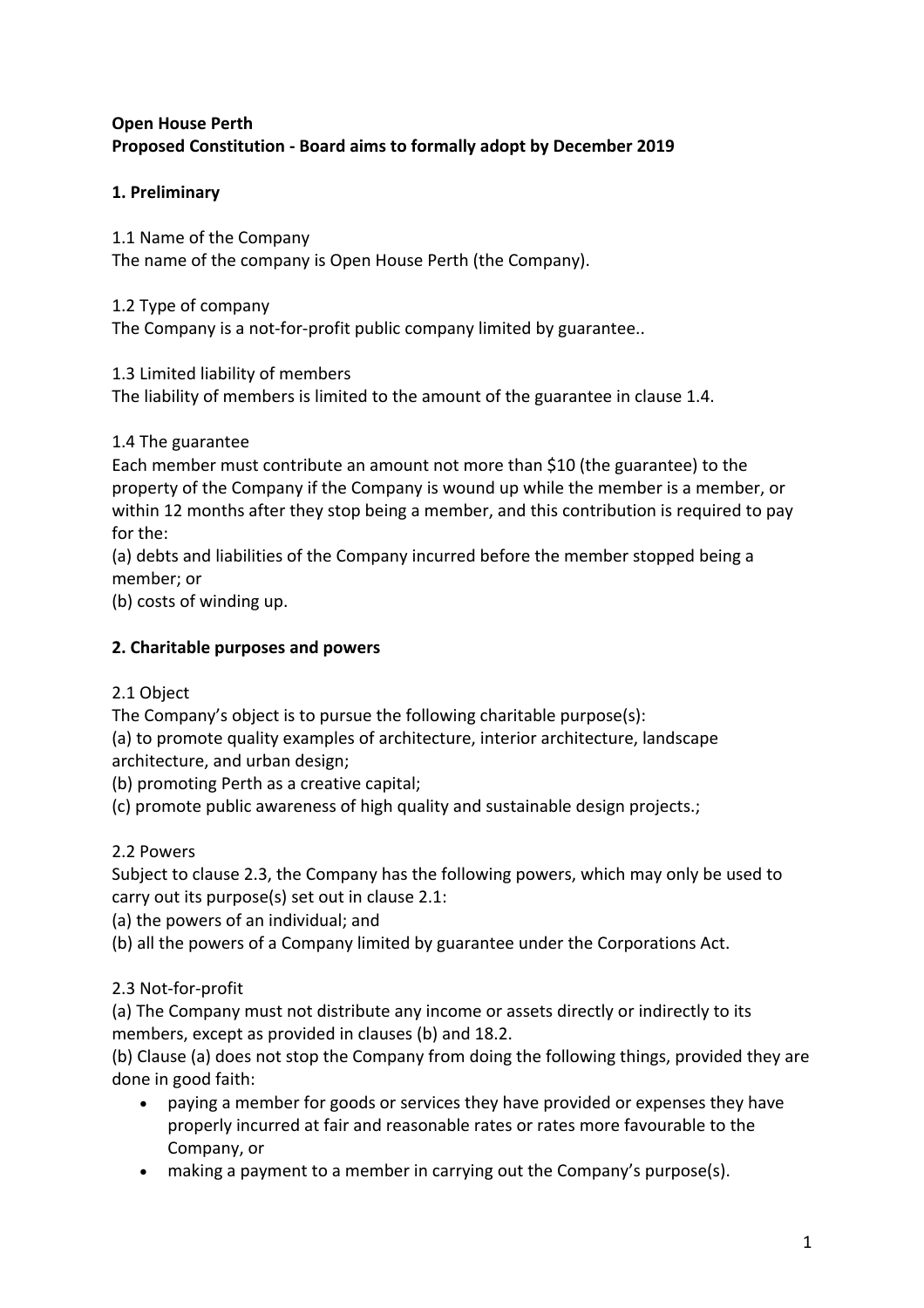**Open House Perth**
**Proposed Constitution - Board aims to formally adopt by December 2019**

## 1. Preliminary

1.1 Name of the Company
The name of the company is Open House Perth (the Company).

1.2 Type of company
The Company is a not-for-profit public company limited by guarantee..

1.3 Limited liability of members
The liability of members is limited to the amount of the guarantee in clause 1.4.

1.4 The guarantee
Each member must contribute an amount not more than $10 (the guarantee) to the property of the Company if the Company is wound up while the member is a member, or within 12 months after they stop being a member, and this contribution is required to pay for the:
(a) debts and liabilities of the Company incurred before the member stopped being a member; or
(b) costs of winding up.

## 2. Charitable purposes and powers

2.1 Object
The Company's object is to pursue the following charitable purpose(s):
(a) to promote quality examples of architecture, interior architecture, landscape architecture, and urban design;
(b) promoting Perth as a creative capital;
(c) promote public awareness of high quality and sustainable design projects.;

2.2 Powers
Subject to clause 2.3, the Company has the following powers, which may only be used to carry out its purpose(s) set out in clause 2.1:
(a) the powers of an individual; and
(b) all the powers of a Company limited by guarantee under the Corporations Act.

2.3 Not-for-profit
(a) The Company must not distribute any income or assets directly or indirectly to its members, except as provided in clauses (b) and 18.2.
(b) Clause (a) does not stop the Company from doing the following things, provided they are done in good faith:

- paying a member for goods or services they have provided or expenses they have properly incurred at fair and reasonable rates or rates more favourable to the Company, or
- making a payment to a member in carrying out the Company's purpose(s).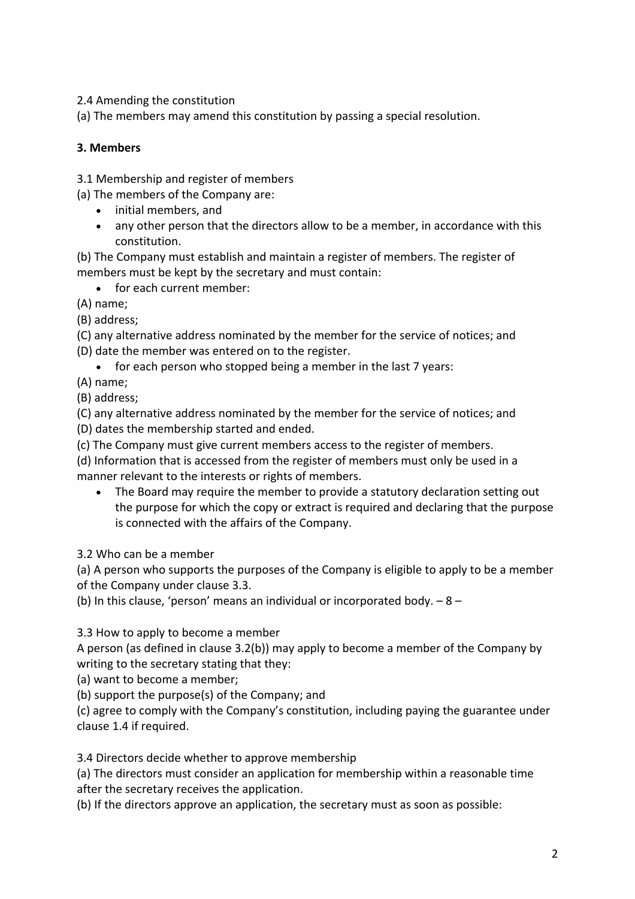2.4 Amending the constitution

(a) The members may amend this constitution by passing a special resolution.

**3. Members**

3.1 Membership and register of members

(a) The members of the Company are:

- initial members, and
- any other person that the directors allow to be a member, in accordance with this constitution.

(b) The Company must establish and maintain a register of members. The register of members must be kept by the secretary and must contain:

- for each current member:

(A) name;

(B) address;

(C) any alternative address nominated by the member for the service of notices; and

(D) date the member was entered on to the register.

- for each person who stopped being a member in the last 7 years:

(A) name;

(B) address;

(C) any alternative address nominated by the member for the service of notices; and

(D) dates the membership started and ended.

(c) The Company must give current members access to the register of members.

(d) Information that is accessed from the register of members must only be used in a manner relevant to the interests or rights of members.

- The Board may require the member to provide a statutory declaration setting out the purpose for which the copy or extract is required and declaring that the purpose is connected with the affairs of the Company.

3.2 Who can be a member

(a) A person who supports the purposes of the Company is eligible to apply to be a member of the Company under clause 3.3.

(b) In this clause, 'person' means an individual or incorporated body. – 8 –

3.3 How to apply to become a member

A person (as defined in clause 3.2(b)) may apply to become a member of the Company by writing to the secretary stating that they:

(a) want to become a member;

(b) support the purpose(s) of the Company; and

(c) agree to comply with the Company's constitution, including paying the guarantee under clause 1.4 if required.

3.4 Directors decide whether to approve membership

(a) The directors must consider an application for membership within a reasonable time after the secretary receives the application.

(b) If the directors approve an application, the secretary must as soon as possible: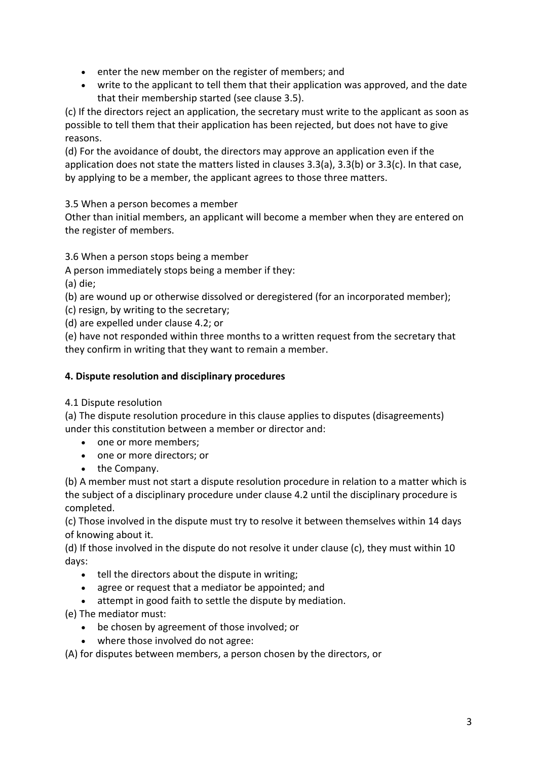- enter the new member on the register of members; and
- write to the applicant to tell them that their application was approved, and the date that their membership started (see clause 3.5).

(c) If the directors reject an application, the secretary must write to the applicant as soon as possible to tell them that their application has been rejected, but does not have to give reasons.

(d) For the avoidance of doubt, the directors may approve an application even if the application does not state the matters listed in clauses 3.3(a), 3.3(b) or 3.3(c). In that case, by applying to be a member, the applicant agrees to those three matters.

3.5 When a person becomes a member

Other than initial members, an applicant will become a member when they are entered on the register of members.

3.6 When a person stops being a member

A person immediately stops being a member if they:

(a) die;

(b) are wound up or otherwise dissolved or deregistered (for an incorporated member);

(c) resign, by writing to the secretary;

(d) are expelled under clause 4.2; or

(e) have not responded within three months to a written request from the secretary that they confirm in writing that they want to remain a member.

**4. Dispute resolution and disciplinary procedures**

4.1 Dispute resolution

(a) The dispute resolution procedure in this clause applies to disputes (disagreements) under this constitution between a member or director and:

- one or more members;
- one or more directors; or
- the Company.

(b) A member must not start a dispute resolution procedure in relation to a matter which is the subject of a disciplinary procedure under clause 4.2 until the disciplinary procedure is completed.

(c) Those involved in the dispute must try to resolve it between themselves within 14 days of knowing about it.

(d) If those involved in the dispute do not resolve it under clause (c), they must within 10 days:

- tell the directors about the dispute in writing;
- agree or request that a mediator be appointed; and
- attempt in good faith to settle the dispute by mediation.

(e) The mediator must:

- be chosen by agreement of those involved; or
- where those involved do not agree:

(A) for disputes between members, a person chosen by the directors, or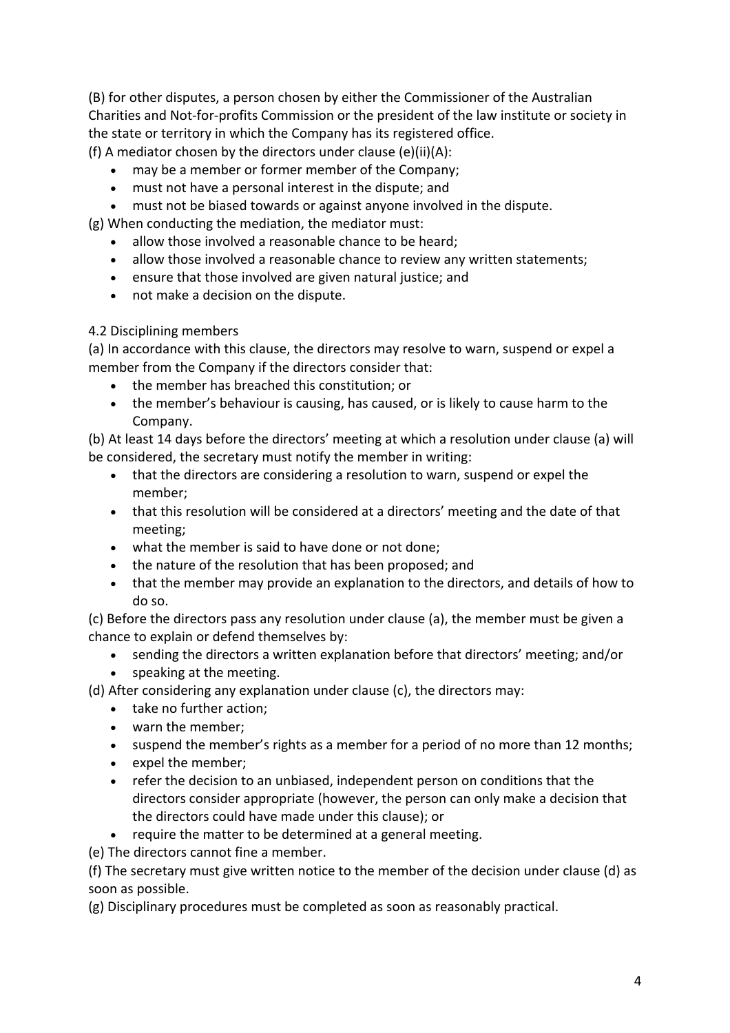(B) for other disputes, a person chosen by either the Commissioner of the Australian Charities and Not-for-profits Commission or the president of the law institute or society in the state or territory in which the Company has its registered office.

(f) A mediator chosen by the directors under clause (e)(ii)(A):

- may be a member or former member of the Company;
- must not have a personal interest in the dispute; and
- must not be biased towards or against anyone involved in the dispute.

(g) When conducting the mediation, the mediator must:

- allow those involved a reasonable chance to be heard;
- allow those involved a reasonable chance to review any written statements;
- ensure that those involved are given natural justice; and
- not make a decision on the dispute.

4.2 Disciplining members

(a) In accordance with this clause, the directors may resolve to warn, suspend or expel a member from the Company if the directors consider that:

- the member has breached this constitution; or
- the member's behaviour is causing, has caused, or is likely to cause harm to the Company.

(b) At least 14 days before the directors' meeting at which a resolution under clause (a) will be considered, the secretary must notify the member in writing:

- that the directors are considering a resolution to warn, suspend or expel the member;
- that this resolution will be considered at a directors' meeting and the date of that meeting;
- what the member is said to have done or not done;
- the nature of the resolution that has been proposed; and
- that the member may provide an explanation to the directors, and details of how to do so.

(c) Before the directors pass any resolution under clause (a), the member must be given a chance to explain or defend themselves by:

- sending the directors a written explanation before that directors' meeting; and/or
- speaking at the meeting.

(d) After considering any explanation under clause (c), the directors may:

- take no further action;
- warn the member;
- suspend the member's rights as a member for a period of no more than 12 months;
- expel the member;
- refer the decision to an unbiased, independent person on conditions that the directors consider appropriate (however, the person can only make a decision that the directors could have made under this clause); or
- require the matter to be determined at a general meeting.

(e) The directors cannot fine a member.

(f) The secretary must give written notice to the member of the decision under clause (d) as soon as possible.

(g) Disciplinary procedures must be completed as soon as reasonably practical.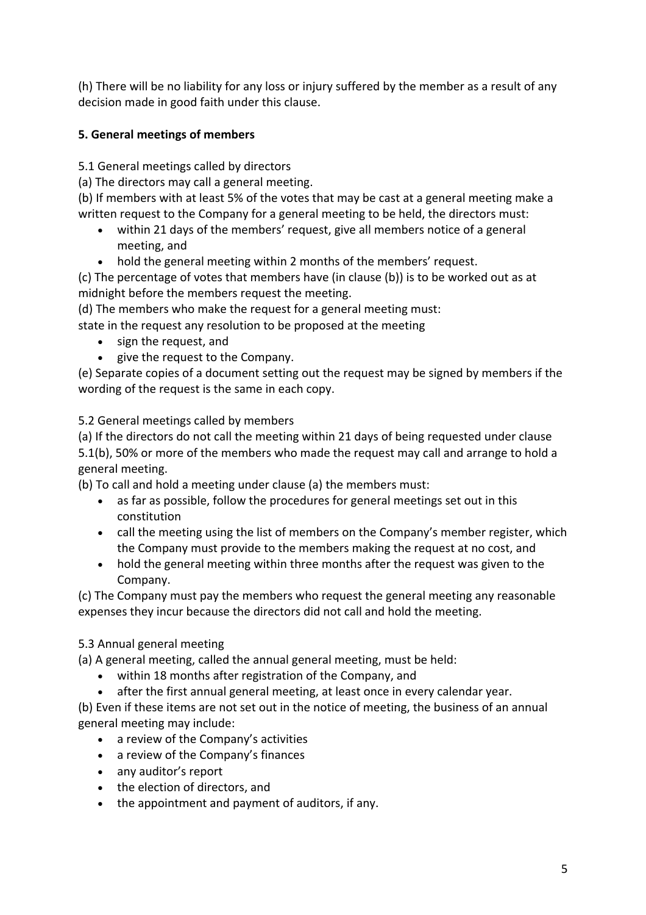(h) There will be no liability for any loss or injury suffered by the member as a result of any decision made in good faith under this clause.

**5. General meetings of members**

5.1 General meetings called by directors

(a) The directors may call a general meeting.

(b) If members with at least 5% of the votes that may be cast at a general meeting make a written request to the Company for a general meeting to be held, the directors must:

- within 21 days of the members' request, give all members notice of a general meeting, and
- hold the general meeting within 2 months of the members' request.

(c) The percentage of votes that members have (in clause (b)) is to be worked out as at midnight before the members request the meeting.

(d) The members who make the request for a general meeting must:

state in the request any resolution to be proposed at the meeting

- sign the request, and
- give the request to the Company.

(e) Separate copies of a document setting out the request may be signed by members if the wording of the request is the same in each copy.

5.2 General meetings called by members

(a) If the directors do not call the meeting within 21 days of being requested under clause 5.1(b), 50% or more of the members who made the request may call and arrange to hold a general meeting.

(b) To call and hold a meeting under clause (a) the members must:

- as far as possible, follow the procedures for general meetings set out in this constitution
- call the meeting using the list of members on the Company's member register, which the Company must provide to the members making the request at no cost, and
- hold the general meeting within three months after the request was given to the Company.

(c) The Company must pay the members who request the general meeting any reasonable expenses they incur because the directors did not call and hold the meeting.

5.3 Annual general meeting

(a) A general meeting, called the annual general meeting, must be held:

- within 18 months after registration of the Company, and
- after the first annual general meeting, at least once in every calendar year.

(b) Even if these items are not set out in the notice of meeting, the business of an annual general meeting may include:

- a review of the Company's activities
- a review of the Company's finances
- any auditor's report
- the election of directors, and
- the appointment and payment of auditors, if any.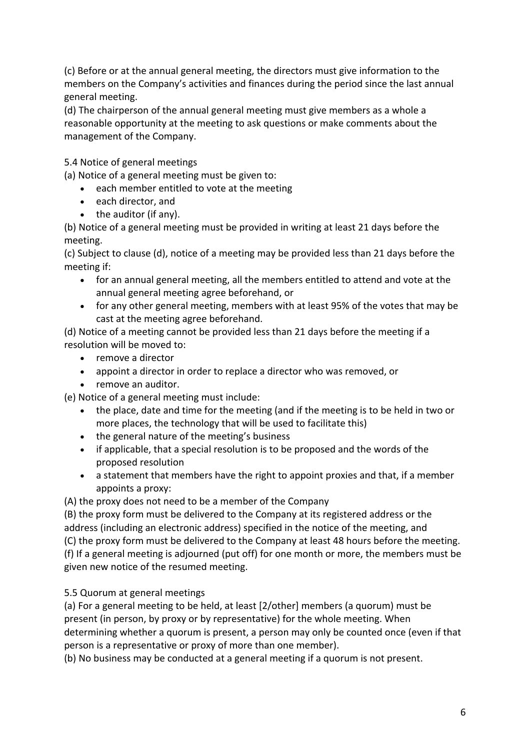(c) Before or at the annual general meeting, the directors must give information to the members on the Company's activities and finances during the period since the last annual general meeting.

(d) The chairperson of the annual general meeting must give members as a whole a reasonable opportunity at the meeting to ask questions or make comments about the management of the Company.

5.4 Notice of general meetings

(a) Notice of a general meeting must be given to:

- each member entitled to vote at the meeting
- each director, and
- the auditor (if any).

(b) Notice of a general meeting must be provided in writing at least 21 days before the meeting.

(c) Subject to clause (d), notice of a meeting may be provided less than 21 days before the meeting if:

- for an annual general meeting, all the members entitled to attend and vote at the annual general meeting agree beforehand, or
- for any other general meeting, members with at least 95% of the votes that may be cast at the meeting agree beforehand.

(d) Notice of a meeting cannot be provided less than 21 days before the meeting if a resolution will be moved to:

- remove a director
- appoint a director in order to replace a director who was removed, or
- remove an auditor.

(e) Notice of a general meeting must include:

- the place, date and time for the meeting (and if the meeting is to be held in two or more places, the technology that will be used to facilitate this)
- the general nature of the meeting's business
- if applicable, that a special resolution is to be proposed and the words of the proposed resolution
- a statement that members have the right to appoint proxies and that, if a member appoints a proxy:

(A) the proxy does not need to be a member of the Company

(B) the proxy form must be delivered to the Company at its registered address or the address (including an electronic address) specified in the notice of the meeting, and

(C) the proxy form must be delivered to the Company at least 48 hours before the meeting.

(f) If a general meeting is adjourned (put off) for one month or more, the members must be given new notice of the resumed meeting.

5.5 Quorum at general meetings

(a) For a general meeting to be held, at least [2/other] members (a quorum) must be present (in person, by proxy or by representative) for the whole meeting. When determining whether a quorum is present, a person may only be counted once (even if that person is a representative or proxy of more than one member).

(b) No business may be conducted at a general meeting if a quorum is not present.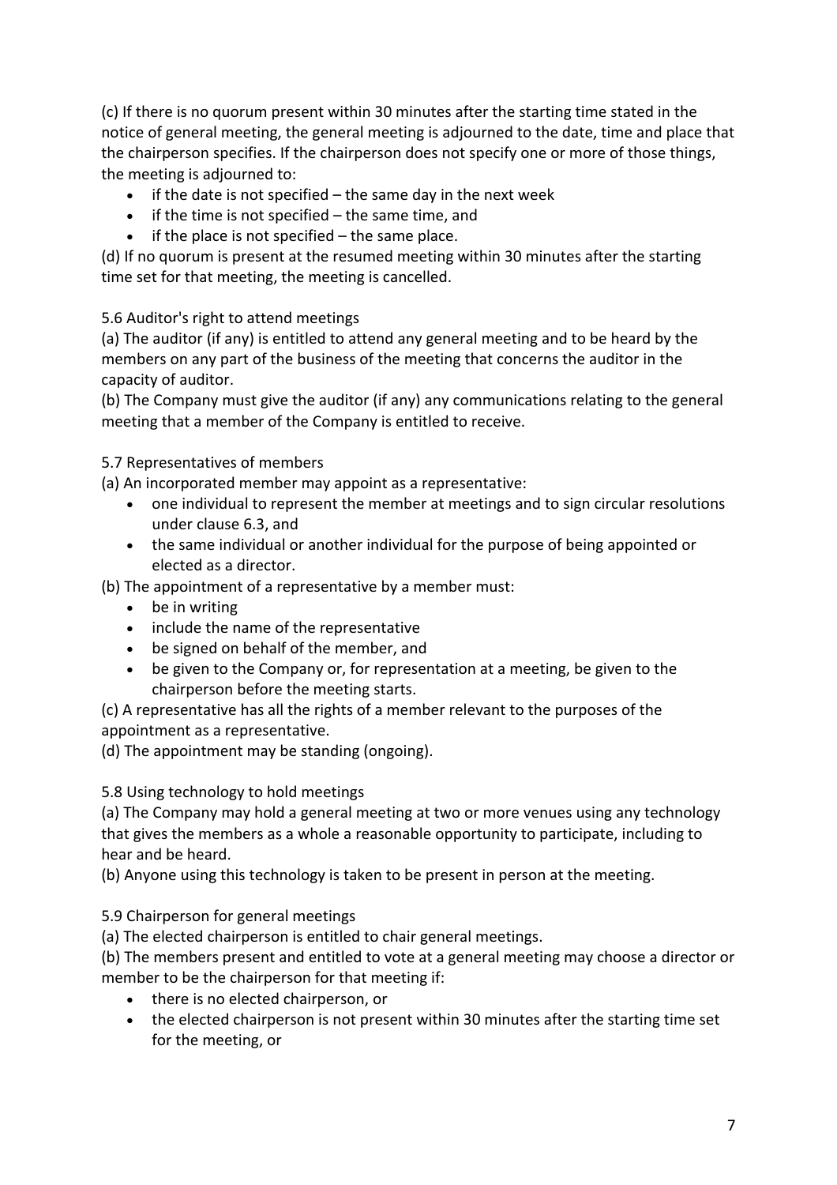(c) If there is no quorum present within 30 minutes after the starting time stated in the notice of general meeting, the general meeting is adjourned to the date, time and place that the chairperson specifies. If the chairperson does not specify one or more of those things, the meeting is adjourned to:

- if the date is not specified – the same day in the next week
- if the time is not specified – the same time, and
- if the place is not specified – the same place.

(d) If no quorum is present at the resumed meeting within 30 minutes after the starting time set for that meeting, the meeting is cancelled.

5.6 Auditor's right to attend meetings

(a) The auditor (if any) is entitled to attend any general meeting and to be heard by the members on any part of the business of the meeting that concerns the auditor in the capacity of auditor.

(b) The Company must give the auditor (if any) any communications relating to the general meeting that a member of the Company is entitled to receive.

5.7 Representatives of members

(a) An incorporated member may appoint as a representative:

- one individual to represent the member at meetings and to sign circular resolutions under clause 6.3, and
- the same individual or another individual for the purpose of being appointed or elected as a director.

(b) The appointment of a representative by a member must:

- be in writing
- include the name of the representative
- be signed on behalf of the member, and
- be given to the Company or, for representation at a meeting, be given to the chairperson before the meeting starts.

(c) A representative has all the rights of a member relevant to the purposes of the appointment as a representative.

(d) The appointment may be standing (ongoing).

5.8 Using technology to hold meetings

(a) The Company may hold a general meeting at two or more venues using any technology that gives the members as a whole a reasonable opportunity to participate, including to hear and be heard.

(b) Anyone using this technology is taken to be present in person at the meeting.

5.9 Chairperson for general meetings

(a) The elected chairperson is entitled to chair general meetings.

(b) The members present and entitled to vote at a general meeting may choose a director or member to be the chairperson for that meeting if:

- there is no elected chairperson, or
- the elected chairperson is not present within 30 minutes after the starting time set for the meeting, or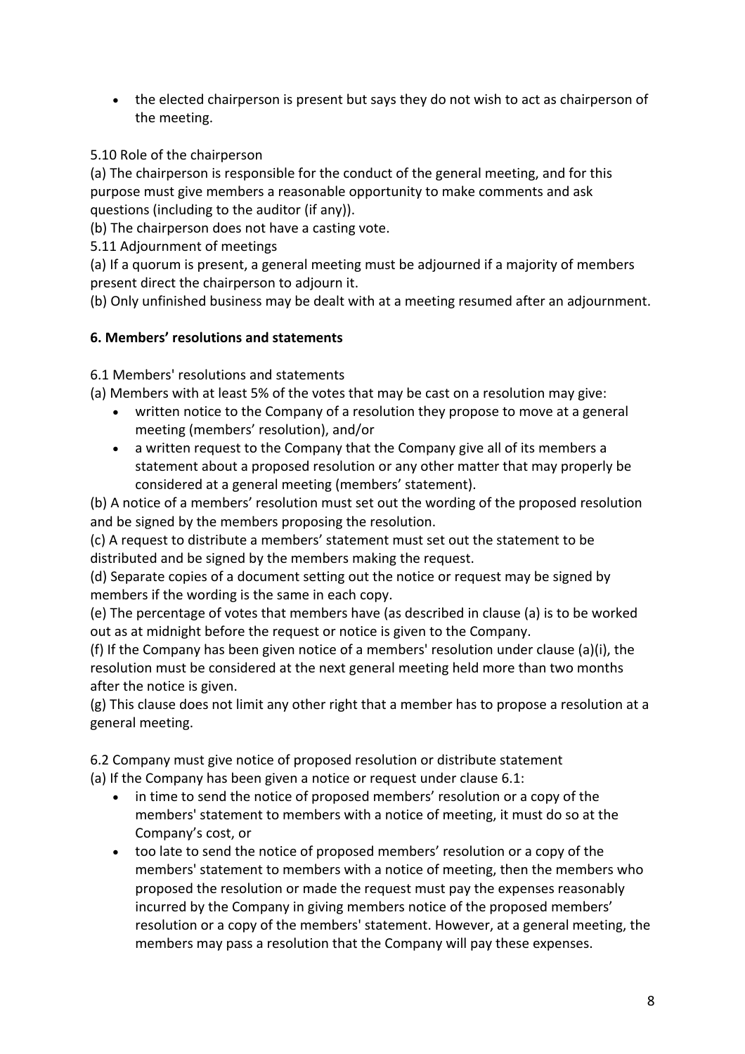- the elected chairperson is present but says they do not wish to act as chairperson of the meeting.

5.10 Role of the chairperson

(a) The chairperson is responsible for the conduct of the general meeting, and for this purpose must give members a reasonable opportunity to make comments and ask questions (including to the auditor (if any)).

(b) The chairperson does not have a casting vote.

5.11 Adjournment of meetings

(a) If a quorum is present, a general meeting must be adjourned if a majority of members present direct the chairperson to adjourn it.

(b) Only unfinished business may be dealt with at a meeting resumed after an adjournment.

**6. Members' resolutions and statements**

6.1 Members' resolutions and statements

(a) Members with at least 5% of the votes that may be cast on a resolution may give:

- written notice to the Company of a resolution they propose to move at a general meeting (members' resolution), and/or
- a written request to the Company that the Company give all of its members a statement about a proposed resolution or any other matter that may properly be considered at a general meeting (members' statement).

(b) A notice of a members' resolution must set out the wording of the proposed resolution and be signed by the members proposing the resolution.

(c) A request to distribute a members' statement must set out the statement to be distributed and be signed by the members making the request.

(d) Separate copies of a document setting out the notice or request may be signed by members if the wording is the same in each copy.

(e) The percentage of votes that members have (as described in clause (a) is to be worked out as at midnight before the request or notice is given to the Company.

(f) If the Company has been given notice of a members' resolution under clause (a)(i), the resolution must be considered at the next general meeting held more than two months after the notice is given.

(g) This clause does not limit any other right that a member has to propose a resolution at a general meeting.

6.2 Company must give notice of proposed resolution or distribute statement

(a) If the Company has been given a notice or request under clause 6.1:

- in time to send the notice of proposed members' resolution or a copy of the members' statement to members with a notice of meeting, it must do so at the Company's cost, or
- too late to send the notice of proposed members' resolution or a copy of the members' statement to members with a notice of meeting, then the members who proposed the resolution or made the request must pay the expenses reasonably incurred by the Company in giving members notice of the proposed members' resolution or a copy of the members' statement. However, at a general meeting, the members may pass a resolution that the Company will pay these expenses.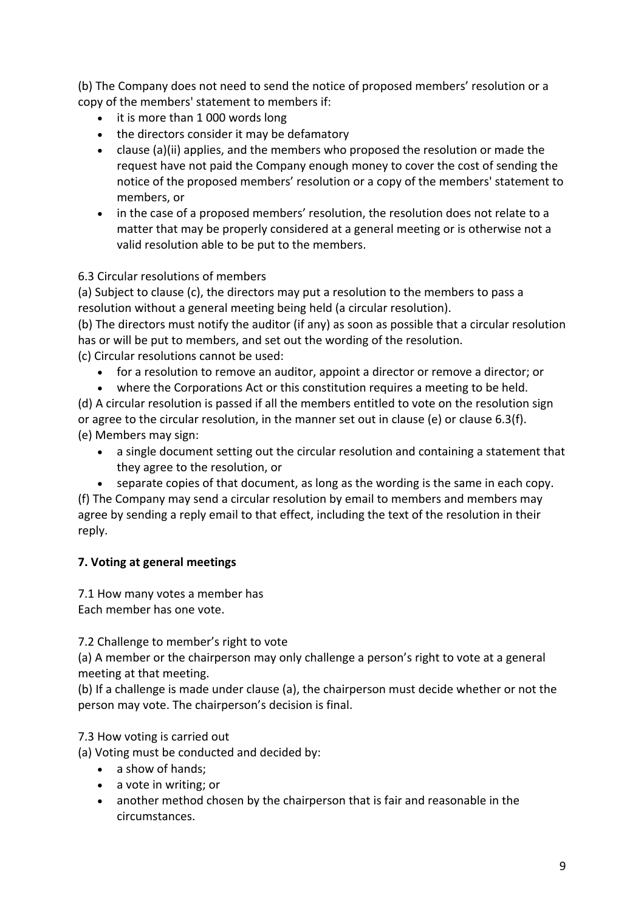(b) The Company does not need to send the notice of proposed members' resolution or a copy of the members' statement to members if:

- it is more than 1 000 words long
- the directors consider it may be defamatory
- clause (a)(ii) applies, and the members who proposed the resolution or made the request have not paid the Company enough money to cover the cost of sending the notice of the proposed members' resolution or a copy of the members' statement to members, or
- in the case of a proposed members' resolution, the resolution does not relate to a matter that may be properly considered at a general meeting or is otherwise not a valid resolution able to be put to the members.

6.3 Circular resolutions of members

(a) Subject to clause (c), the directors may put a resolution to the members to pass a resolution without a general meeting being held (a circular resolution).

(b) The directors must notify the auditor (if any) as soon as possible that a circular resolution has or will be put to members, and set out the wording of the resolution.

(c) Circular resolutions cannot be used:

- for a resolution to remove an auditor, appoint a director or remove a director; or
- where the Corporations Act or this constitution requires a meeting to be held.

(d) A circular resolution is passed if all the members entitled to vote on the resolution sign or agree to the circular resolution, in the manner set out in clause (e) or clause 6.3(f).

(e) Members may sign:

- a single document setting out the circular resolution and containing a statement that they agree to the resolution, or
- separate copies of that document, as long as the wording is the same in each copy.

(f) The Company may send a circular resolution by email to members and members may agree by sending a reply email to that effect, including the text of the resolution in their reply.

## 7. Voting at general meetings

7.1 How many votes a member has

Each member has one vote.

7.2 Challenge to member's right to vote

(a) A member or the chairperson may only challenge a person's right to vote at a general meeting at that meeting.

(b) If a challenge is made under clause (a), the chairperson must decide whether or not the person may vote. The chairperson's decision is final.

7.3 How voting is carried out

(a) Voting must be conducted and decided by:

- a show of hands;
- a vote in writing; or
- another method chosen by the chairperson that is fair and reasonable in the circumstances.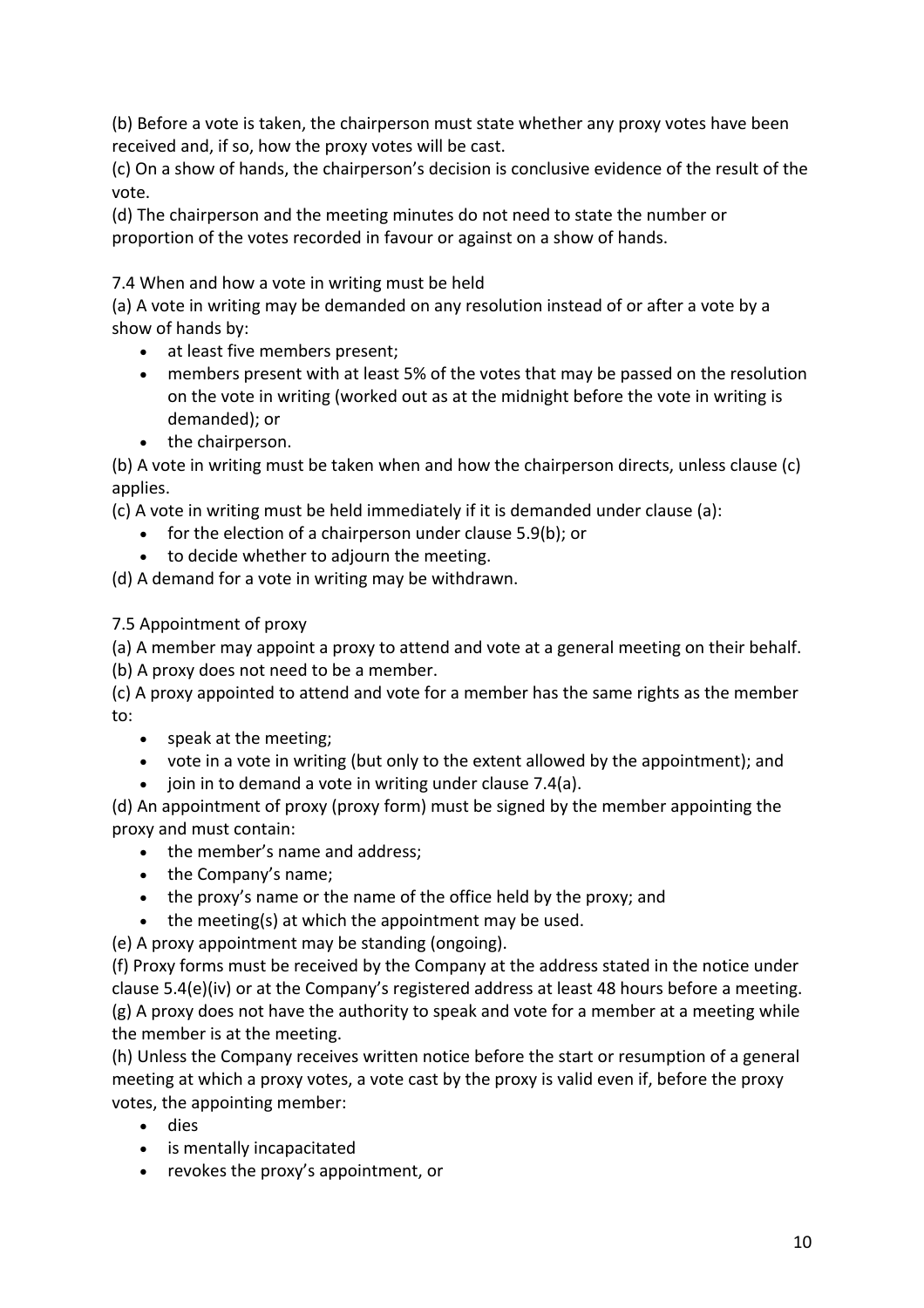(b) Before a vote is taken, the chairperson must state whether any proxy votes have been received and, if so, how the proxy votes will be cast.

(c) On a show of hands, the chairperson's decision is conclusive evidence of the result of the vote.

(d) The chairperson and the meeting minutes do not need to state the number or proportion of the votes recorded in favour or against on a show of hands.

7.4 When and how a vote in writing must be held

(a) A vote in writing may be demanded on any resolution instead of or after a vote by a show of hands by:

- at least five members present;
- members present with at least 5% of the votes that may be passed on the resolution on the vote in writing (worked out as at the midnight before the vote in writing is demanded); or
- the chairperson.

(b) A vote in writing must be taken when and how the chairperson directs, unless clause (c) applies.

(c) A vote in writing must be held immediately if it is demanded under clause (a):

- for the election of a chairperson under clause 5.9(b); or
- to decide whether to adjourn the meeting.

(d) A demand for a vote in writing may be withdrawn.

7.5 Appointment of proxy

(a) A member may appoint a proxy to attend and vote at a general meeting on their behalf.

(b) A proxy does not need to be a member.

(c) A proxy appointed to attend and vote for a member has the same rights as the member to:

- speak at the meeting;
- vote in a vote in writing (but only to the extent allowed by the appointment); and
- join in to demand a vote in writing under clause 7.4(a).

(d) An appointment of proxy (proxy form) must be signed by the member appointing the proxy and must contain:

- the member's name and address;
- the Company's name;
- the proxy's name or the name of the office held by the proxy; and
- the meeting(s) at which the appointment may be used.

(e) A proxy appointment may be standing (ongoing).

(f) Proxy forms must be received by the Company at the address stated in the notice under clause 5.4(e)(iv) or at the Company's registered address at least 48 hours before a meeting.

(g) A proxy does not have the authority to speak and vote for a member at a meeting while the member is at the meeting.

(h) Unless the Company receives written notice before the start or resumption of a general meeting at which a proxy votes, a vote cast by the proxy is valid even if, before the proxy votes, the appointing member:

- dies
- is mentally incapacitated
- revokes the proxy's appointment, or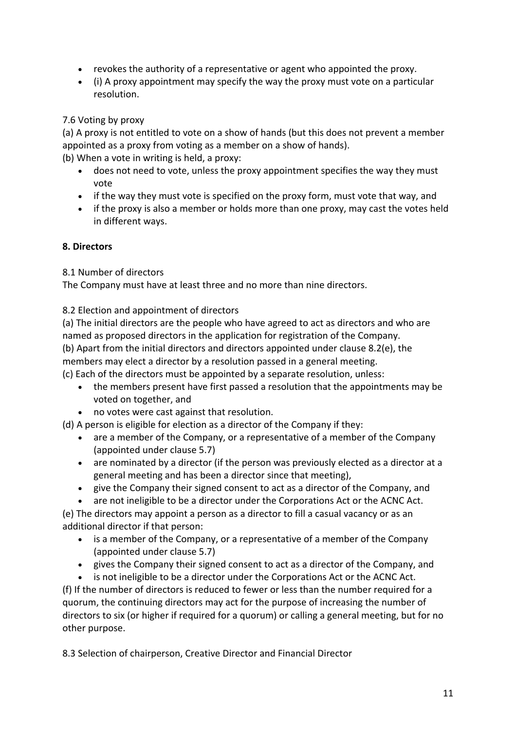- revokes the authority of a representative or agent who appointed the proxy.
- (i) A proxy appointment may specify the way the proxy must vote on a particular resolution.

7.6 Voting by proxy

(a) A proxy is not entitled to vote on a show of hands (but this does not prevent a member appointed as a proxy from voting as a member on a show of hands).

(b) When a vote in writing is held, a proxy:

- does not need to vote, unless the proxy appointment specifies the way they must vote
- if the way they must vote is specified on the proxy form, must vote that way, and
- if the proxy is also a member or holds more than one proxy, may cast the votes held in different ways.

**8. Directors**

8.1 Number of directors

The Company must have at least three and no more than nine directors.

8.2 Election and appointment of directors

(a) The initial directors are the people who have agreed to act as directors and who are named as proposed directors in the application for registration of the Company.

(b) Apart from the initial directors and directors appointed under clause 8.2(e), the members may elect a director by a resolution passed in a general meeting.

(c) Each of the directors must be appointed by a separate resolution, unless:

- the members present have first passed a resolution that the appointments may be voted on together, and
- no votes were cast against that resolution.

(d) A person is eligible for election as a director of the Company if they:

- are a member of the Company, or a representative of a member of the Company (appointed under clause 5.7)
- are nominated by a director (if the person was previously elected as a director at a general meeting and has been a director since that meeting),
- give the Company their signed consent to act as a director of the Company, and
- are not ineligible to be a director under the Corporations Act or the ACNC Act.

(e) The directors may appoint a person as a director to fill a casual vacancy or as an additional director if that person:

- is a member of the Company, or a representative of a member of the Company (appointed under clause 5.7)
- gives the Company their signed consent to act as a director of the Company, and
- is not ineligible to be a director under the Corporations Act or the ACNC Act.

(f) If the number of directors is reduced to fewer or less than the number required for a quorum, the continuing directors may act for the purpose of increasing the number of directors to six (or higher if required for a quorum) or calling a general meeting, but for no other purpose.

8.3 Selection of chairperson, Creative Director and Financial Director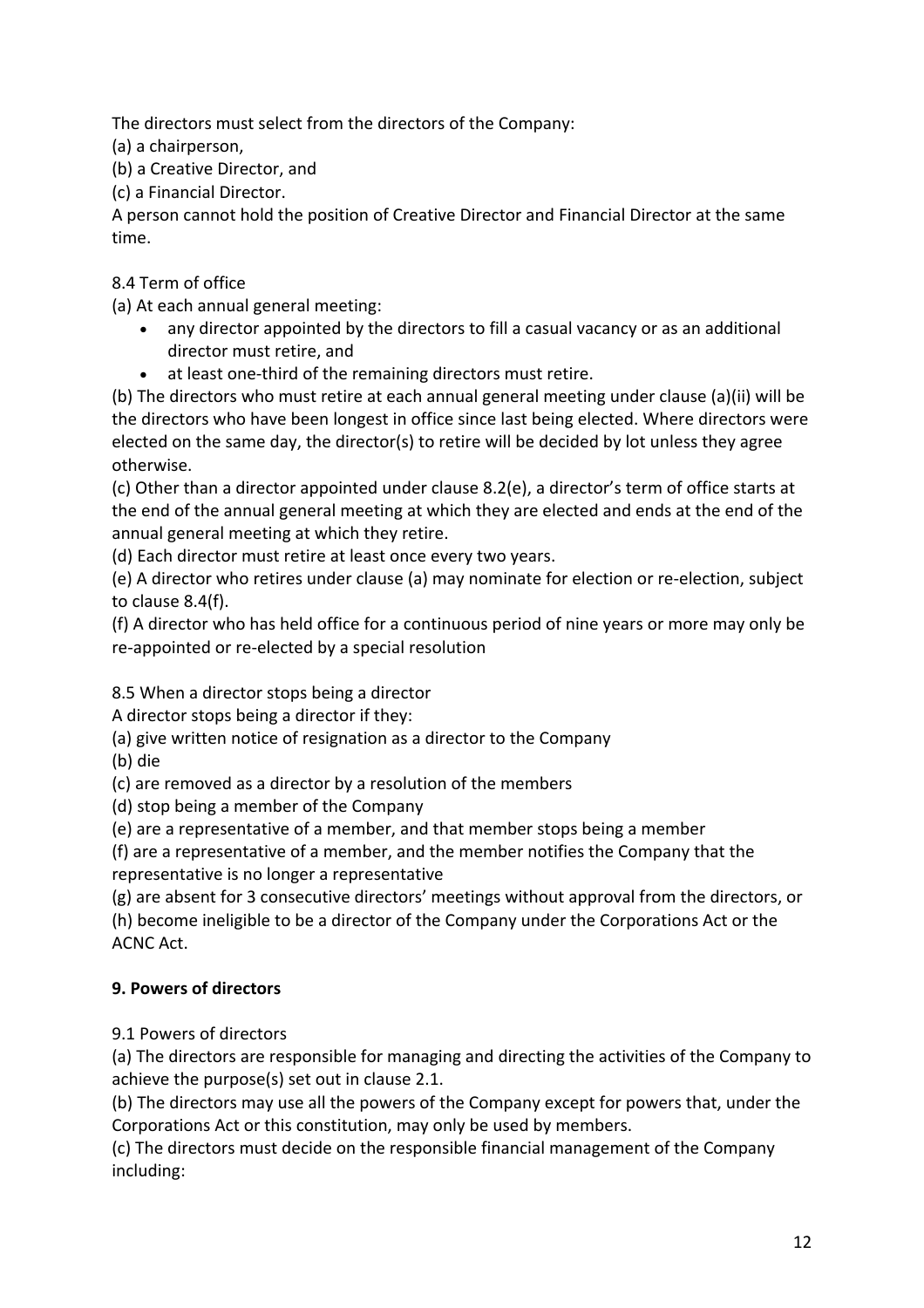The directors must select from the directors of the Company:

(a) a chairperson,

(b) a Creative Director, and

(c) a Financial Director.

A person cannot hold the position of Creative Director and Financial Director at the same time.

8.4 Term of office

(a) At each annual general meeting:

- any director appointed by the directors to fill a casual vacancy or as an additional director must retire, and
- at least one-third of the remaining directors must retire.

(b) The directors who must retire at each annual general meeting under clause (a)(ii) will be the directors who have been longest in office since last being elected. Where directors were elected on the same day, the director(s) to retire will be decided by lot unless they agree otherwise.

(c) Other than a director appointed under clause 8.2(e), a director's term of office starts at the end of the annual general meeting at which they are elected and ends at the end of the annual general meeting at which they retire.

(d) Each director must retire at least once every two years.

(e) A director who retires under clause (a) may nominate for election or re-election, subject to clause 8.4(f).

(f) A director who has held office for a continuous period of nine years or more may only be re-appointed or re-elected by a special resolution

8.5 When a director stops being a director

A director stops being a director if they:

(a) give written notice of resignation as a director to the Company

(b) die

(c) are removed as a director by a resolution of the members

(d) stop being a member of the Company

(e) are a representative of a member, and that member stops being a member

(f) are a representative of a member, and the member notifies the Company that the representative is no longer a representative

(g) are absent for 3 consecutive directors' meetings without approval from the directors, or

(h) become ineligible to be a director of the Company under the Corporations Act or the ACNC Act.

## 9. Powers of directors

9.1 Powers of directors

(a) The directors are responsible for managing and directing the activities of the Company to achieve the purpose(s) set out in clause 2.1.

(b) The directors may use all the powers of the Company except for powers that, under the Corporations Act or this constitution, may only be used by members.

(c) The directors must decide on the responsible financial management of the Company including: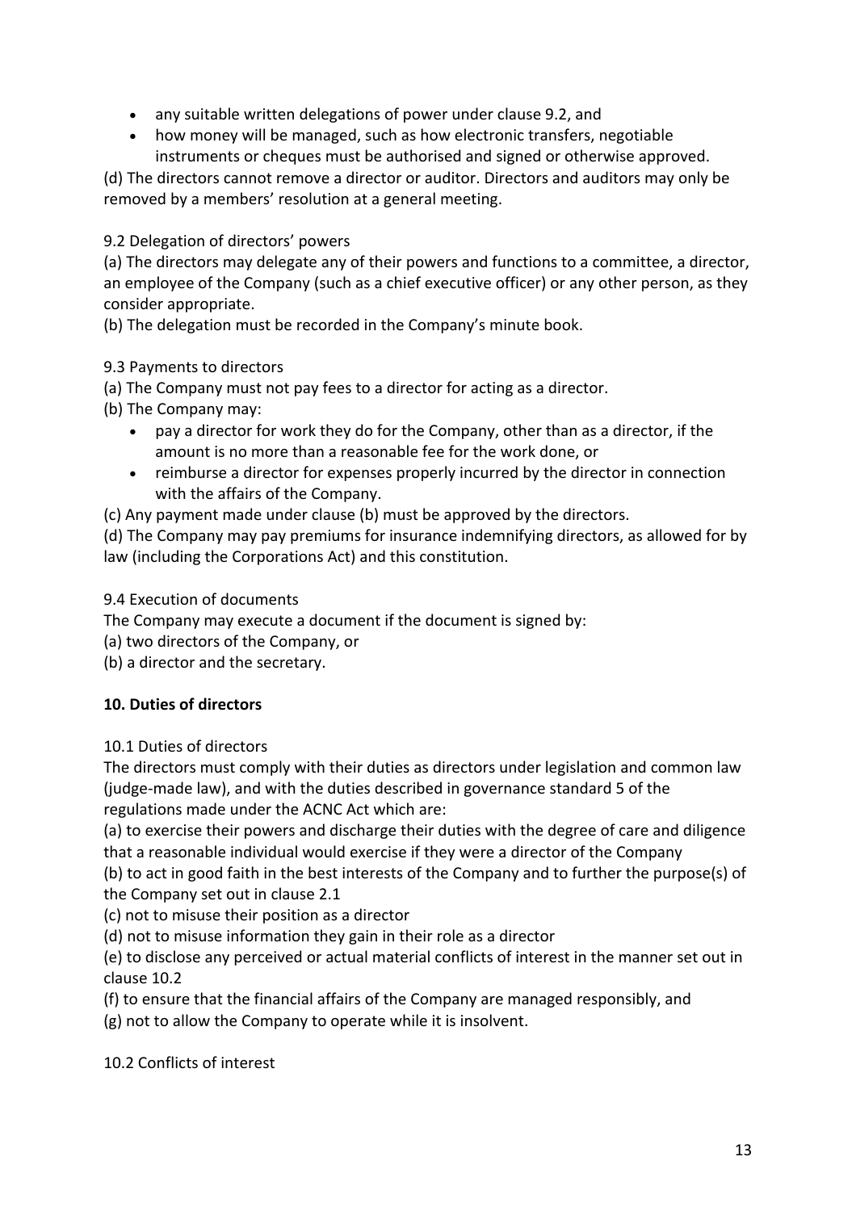- any suitable written delegations of power under clause 9.2, and
- how money will be managed, such as how electronic transfers, negotiable instruments or cheques must be authorised and signed or otherwise approved.

(d) The directors cannot remove a director or auditor. Directors and auditors may only be removed by a members' resolution at a general meeting.

9.2 Delegation of directors' powers

(a) The directors may delegate any of their powers and functions to a committee, a director, an employee of the Company (such as a chief executive officer) or any other person, as they consider appropriate.

(b) The delegation must be recorded in the Company's minute book.

9.3 Payments to directors

(a) The Company must not pay fees to a director for acting as a director.

(b) The Company may:

- pay a director for work they do for the Company, other than as a director, if the amount is no more than a reasonable fee for the work done, or
- reimburse a director for expenses properly incurred by the director in connection with the affairs of the Company.

(c) Any payment made under clause (b) must be approved by the directors.

(d) The Company may pay premiums for insurance indemnifying directors, as allowed for by law (including the Corporations Act) and this constitution.

9.4 Execution of documents

The Company may execute a document if the document is signed by:

(a) two directors of the Company, or

(b) a director and the secretary.

**10. Duties of directors**

10.1 Duties of directors

The directors must comply with their duties as directors under legislation and common law (judge-made law), and with the duties described in governance standard 5 of the regulations made under the ACNC Act which are:

(a) to exercise their powers and discharge their duties with the degree of care and diligence that a reasonable individual would exercise if they were a director of the Company

(b) to act in good faith in the best interests of the Company and to further the purpose(s) of the Company set out in clause 2.1

(c) not to misuse their position as a director

(d) not to misuse information they gain in their role as a director

(e) to disclose any perceived or actual material conflicts of interest in the manner set out in clause 10.2

(f) to ensure that the financial affairs of the Company are managed responsibly, and

(g) not to allow the Company to operate while it is insolvent.

10.2 Conflicts of interest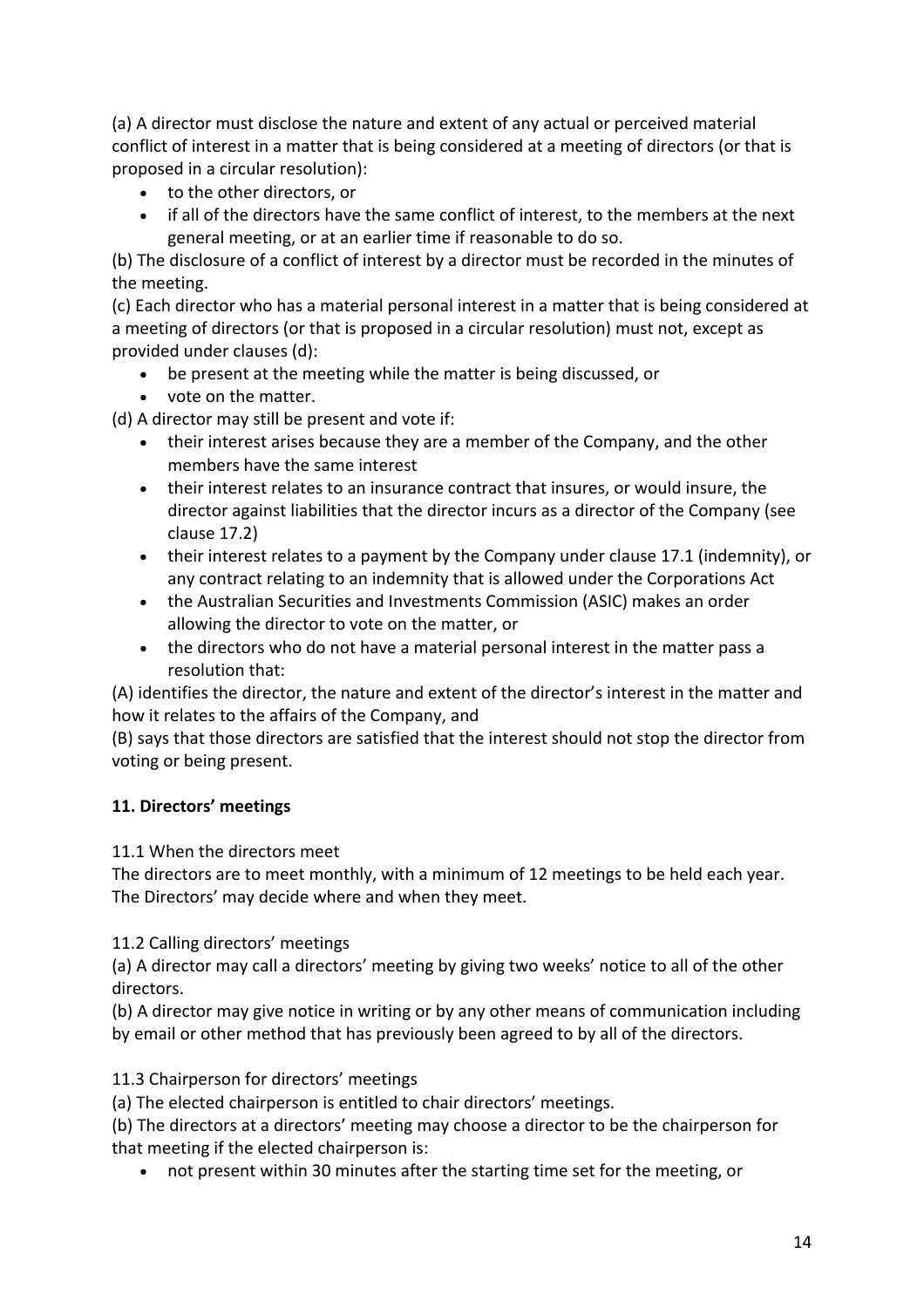(a) A director must disclose the nature and extent of any actual or perceived material conflict of interest in a matter that is being considered at a meeting of directors (or that is proposed in a circular resolution):

- to the other directors, or
- if all of the directors have the same conflict of interest, to the members at the next general meeting, or at an earlier time if reasonable to do so.

(b) The disclosure of a conflict of interest by a director must be recorded in the minutes of the meeting.

(c) Each director who has a material personal interest in a matter that is being considered at a meeting of directors (or that is proposed in a circular resolution) must not, except as provided under clauses (d):

- be present at the meeting while the matter is being discussed, or
- vote on the matter.

(d) A director may still be present and vote if:

- their interest arises because they are a member of the Company, and the other members have the same interest
- their interest relates to an insurance contract that insures, or would insure, the director against liabilities that the director incurs as a director of the Company (see clause 17.2)
- their interest relates to a payment by the Company under clause 17.1 (indemnity), or any contract relating to an indemnity that is allowed under the Corporations Act
- the Australian Securities and Investments Commission (ASIC) makes an order allowing the director to vote on the matter, or
- the directors who do not have a material personal interest in the matter pass a resolution that:

(A) identifies the director, the nature and extent of the director's interest in the matter and how it relates to the affairs of the Company, and

(B) says that those directors are satisfied that the interest should not stop the director from voting or being present.

## 11. Directors' meetings

11.1 When the directors meet

The directors are to meet monthly, with a minimum of 12 meetings to be held each year. The Directors' may decide where and when they meet.

11.2 Calling directors' meetings

(a) A director may call a directors' meeting by giving two weeks' notice to all of the other directors.

(b) A director may give notice in writing or by any other means of communication including by email or other method that has previously been agreed to by all of the directors.

11.3 Chairperson for directors' meetings

(a) The elected chairperson is entitled to chair directors' meetings.

(b) The directors at a directors' meeting may choose a director to be the chairperson for that meeting if the elected chairperson is:

- not present within 30 minutes after the starting time set for the meeting, or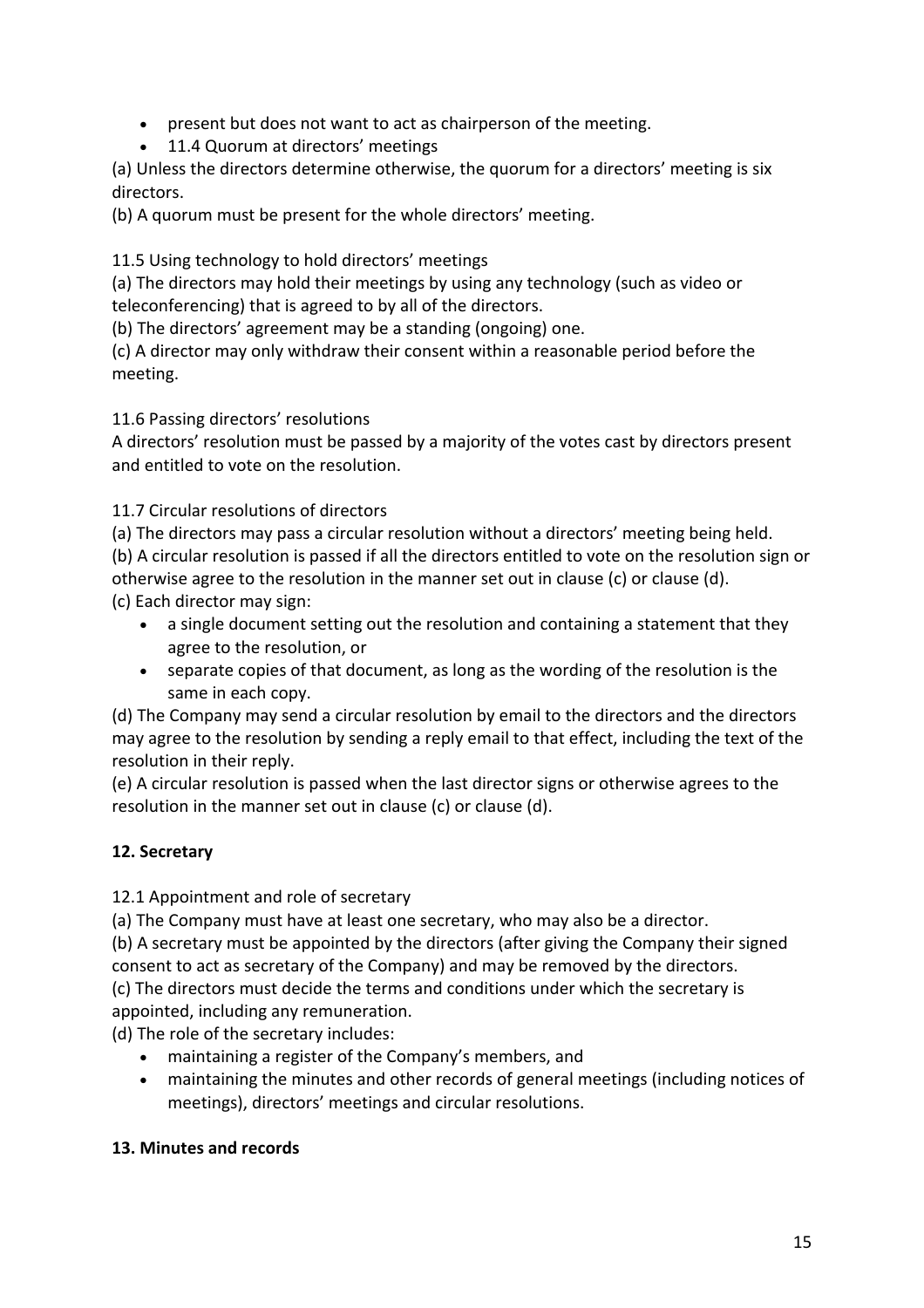- present but does not want to act as chairperson of the meeting.
- 11.4 Quorum at directors' meetings

(a) Unless the directors determine otherwise, the quorum for a directors' meeting is six directors.

(b) A quorum must be present for the whole directors' meeting.

11.5 Using technology to hold directors' meetings

(a) The directors may hold their meetings by using any technology (such as video or teleconferencing) that is agreed to by all of the directors.

(b) The directors' agreement may be a standing (ongoing) one.

(c) A director may only withdraw their consent within a reasonable period before the meeting.

11.6 Passing directors' resolutions

A directors' resolution must be passed by a majority of the votes cast by directors present and entitled to vote on the resolution.

11.7 Circular resolutions of directors

(a) The directors may pass a circular resolution without a directors' meeting being held.

(b) A circular resolution is passed if all the directors entitled to vote on the resolution sign or otherwise agree to the resolution in the manner set out in clause (c) or clause (d).

(c) Each director may sign:

- a single document setting out the resolution and containing a statement that they agree to the resolution, or
- separate copies of that document, as long as the wording of the resolution is the same in each copy.

(d) The Company may send a circular resolution by email to the directors and the directors may agree to the resolution by sending a reply email to that effect, including the text of the resolution in their reply.

(e) A circular resolution is passed when the last director signs or otherwise agrees to the resolution in the manner set out in clause (c) or clause (d).

**12. Secretary**

12.1 Appointment and role of secretary

(a) The Company must have at least one secretary, who may also be a director.

(b) A secretary must be appointed by the directors (after giving the Company their signed consent to act as secretary of the Company) and may be removed by the directors.

(c) The directors must decide the terms and conditions under which the secretary is appointed, including any remuneration.

(d) The role of the secretary includes:

- maintaining a register of the Company's members, and
- maintaining the minutes and other records of general meetings (including notices of meetings), directors' meetings and circular resolutions.

**13. Minutes and records**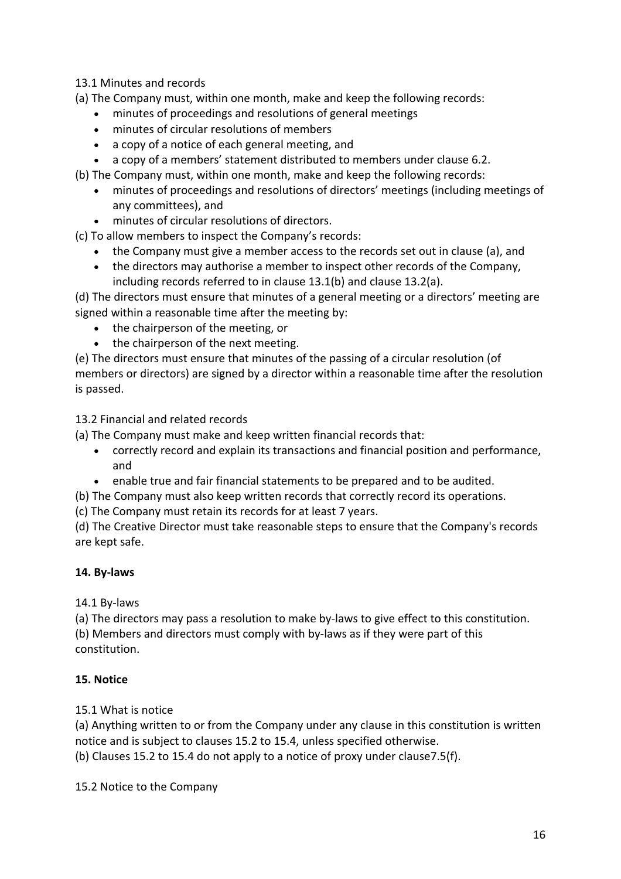13.1 Minutes and records

(a) The Company must, within one month, make and keep the following records:

- minutes of proceedings and resolutions of general meetings
- minutes of circular resolutions of members
- a copy of a notice of each general meeting, and
- a copy of a members' statement distributed to members under clause 6.2.

(b) The Company must, within one month, make and keep the following records:

- minutes of proceedings and resolutions of directors' meetings (including meetings of any committees), and
- minutes of circular resolutions of directors.

(c) To allow members to inspect the Company's records:

- the Company must give a member access to the records set out in clause (a), and
- the directors may authorise a member to inspect other records of the Company, including records referred to in clause 13.1(b) and clause 13.2(a).

(d) The directors must ensure that minutes of a general meeting or a directors' meeting are signed within a reasonable time after the meeting by:

- the chairperson of the meeting, or
- the chairperson of the next meeting.

(e) The directors must ensure that minutes of the passing of a circular resolution (of members or directors) are signed by a director within a reasonable time after the resolution is passed.

13.2 Financial and related records

(a) The Company must make and keep written financial records that:

- correctly record and explain its transactions and financial position and performance, and
- enable true and fair financial statements to be prepared and to be audited.

(b) The Company must also keep written records that correctly record its operations.

(c) The Company must retain its records for at least 7 years.

(d) The Creative Director must take reasonable steps to ensure that the Company's records are kept safe.

**14. By-laws**

14.1 By-laws

(a) The directors may pass a resolution to make by-laws to give effect to this constitution.

(b) Members and directors must comply with by-laws as if they were part of this constitution.

**15. Notice**

15.1 What is notice

(a) Anything written to or from the Company under any clause in this constitution is written notice and is subject to clauses 15.2 to 15.4, unless specified otherwise.

(b) Clauses 15.2 to 15.4 do not apply to a notice of proxy under clause7.5(f).

15.2 Notice to the Company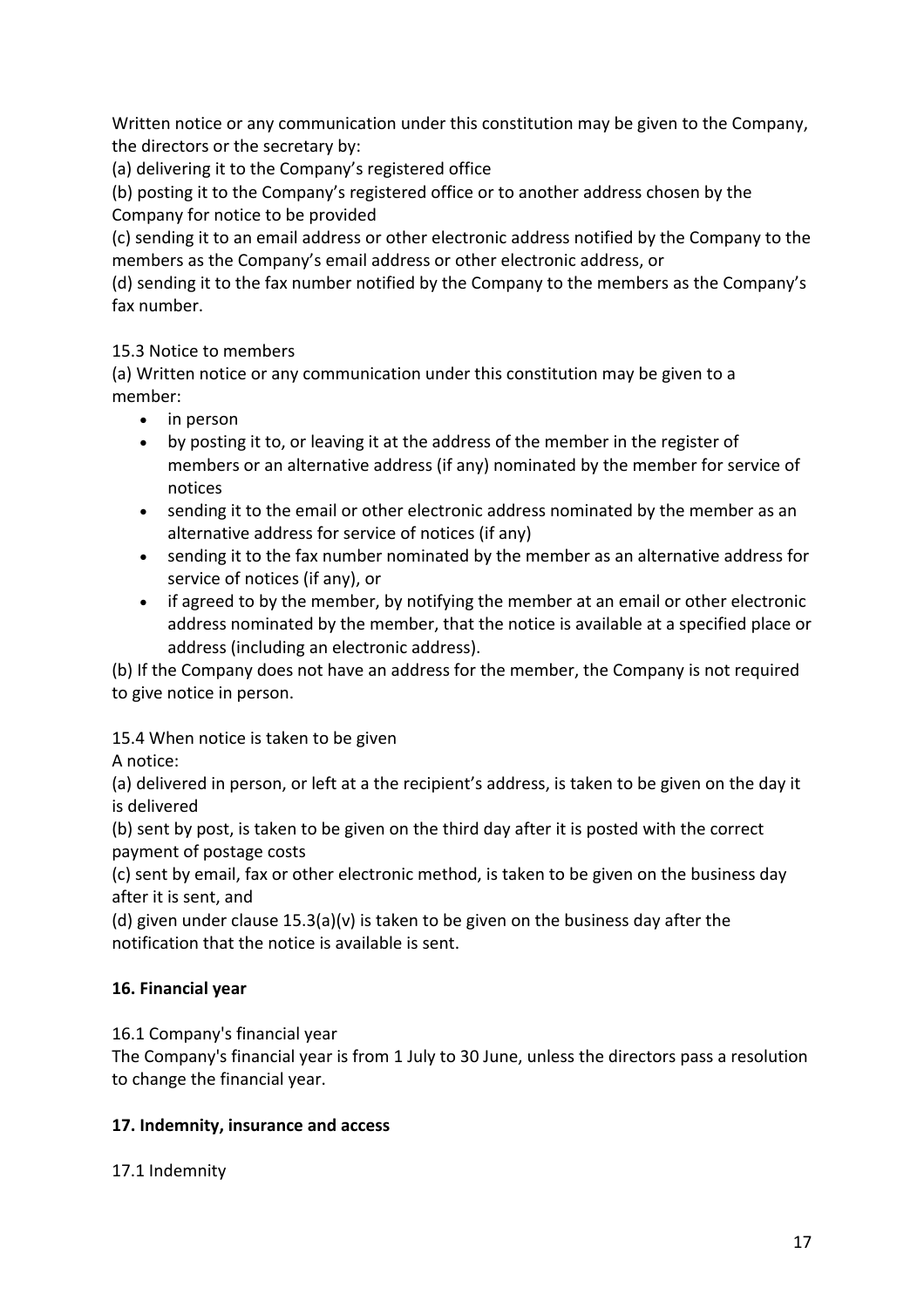Written notice or any communication under this constitution may be given to the Company, the directors or the secretary by:

(a) delivering it to the Company's registered office

(b) posting it to the Company's registered office or to another address chosen by the Company for notice to be provided

(c) sending it to an email address or other electronic address notified by the Company to the members as the Company's email address or other electronic address, or

(d) sending it to the fax number notified by the Company to the members as the Company's fax number.

15.3 Notice to members

(a) Written notice or any communication under this constitution may be given to a member:

- in person
- by posting it to, or leaving it at the address of the member in the register of members or an alternative address (if any) nominated by the member for service of notices
- sending it to the email or other electronic address nominated by the member as an alternative address for service of notices (if any)
- sending it to the fax number nominated by the member as an alternative address for service of notices (if any), or
- if agreed to by the member, by notifying the member at an email or other electronic address nominated by the member, that the notice is available at a specified place or address (including an electronic address).

(b) If the Company does not have an address for the member, the Company is not required to give notice in person.

15.4 When notice is taken to be given

A notice:

(a) delivered in person, or left at a the recipient's address, is taken to be given on the day it is delivered

(b) sent by post, is taken to be given on the third day after it is posted with the correct payment of postage costs

(c) sent by email, fax or other electronic method, is taken to be given on the business day after it is sent, and

(d) given under clause 15.3(a)(v) is taken to be given on the business day after the notification that the notice is available is sent.

## 16. Financial year

16.1 Company's financial year

The Company's financial year is from 1 July to 30 June, unless the directors pass a resolution to change the financial year.

## 17. Indemnity, insurance and access

17.1 Indemnity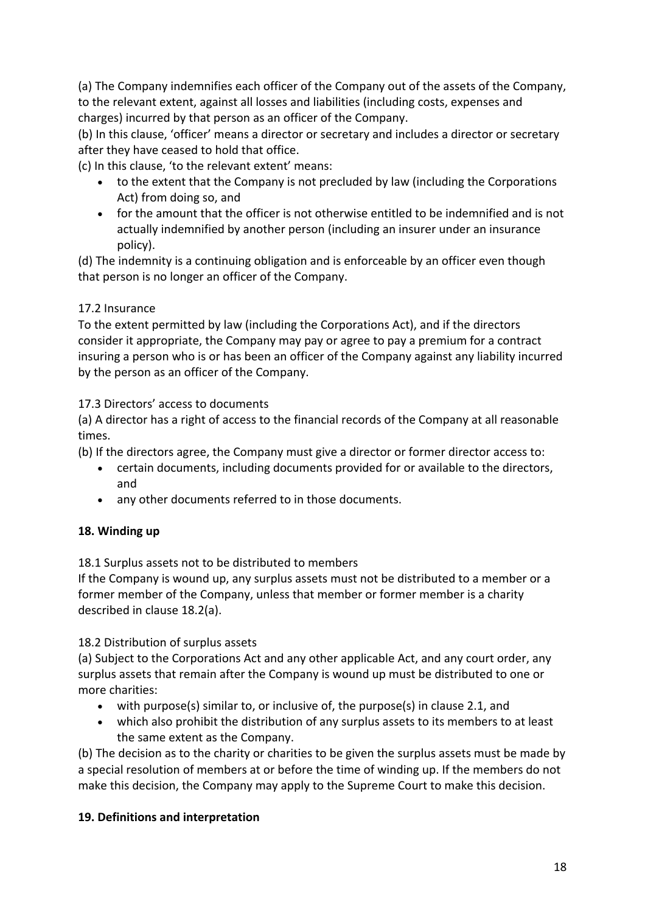(a) The Company indemnifies each officer of the Company out of the assets of the Company, to the relevant extent, against all losses and liabilities (including costs, expenses and charges) incurred by that person as an officer of the Company.

(b) In this clause, 'officer' means a director or secretary and includes a director or secretary after they have ceased to hold that office.

(c) In this clause, 'to the relevant extent' means:

- to the extent that the Company is not precluded by law (including the Corporations Act) from doing so, and
- for the amount that the officer is not otherwise entitled to be indemnified and is not actually indemnified by another person (including an insurer under an insurance policy).

(d) The indemnity is a continuing obligation and is enforceable by an officer even though that person is no longer an officer of the Company.

17.2 Insurance

To the extent permitted by law (including the Corporations Act), and if the directors consider it appropriate, the Company may pay or agree to pay a premium for a contract insuring a person who is or has been an officer of the Company against any liability incurred by the person as an officer of the Company.

17.3 Directors' access to documents

(a) A director has a right of access to the financial records of the Company at all reasonable times.

(b) If the directors agree, the Company must give a director or former director access to:

- certain documents, including documents provided for or available to the directors, and
- any other documents referred to in those documents.

## 18. Winding up

18.1 Surplus assets not to be distributed to members

If the Company is wound up, any surplus assets must not be distributed to a member or a former member of the Company, unless that member or former member is a charity described in clause 18.2(a).

18.2 Distribution of surplus assets

(a) Subject to the Corporations Act and any other applicable Act, and any court order, any surplus assets that remain after the Company is wound up must be distributed to one or more charities:

- with purpose(s) similar to, or inclusive of, the purpose(s) in clause 2.1, and
- which also prohibit the distribution of any surplus assets to its members to at least the same extent as the Company.

(b) The decision as to the charity or charities to be given the surplus assets must be made by a special resolution of members at or before the time of winding up. If the members do not make this decision, the Company may apply to the Supreme Court to make this decision.

## 19. Definitions and interpretation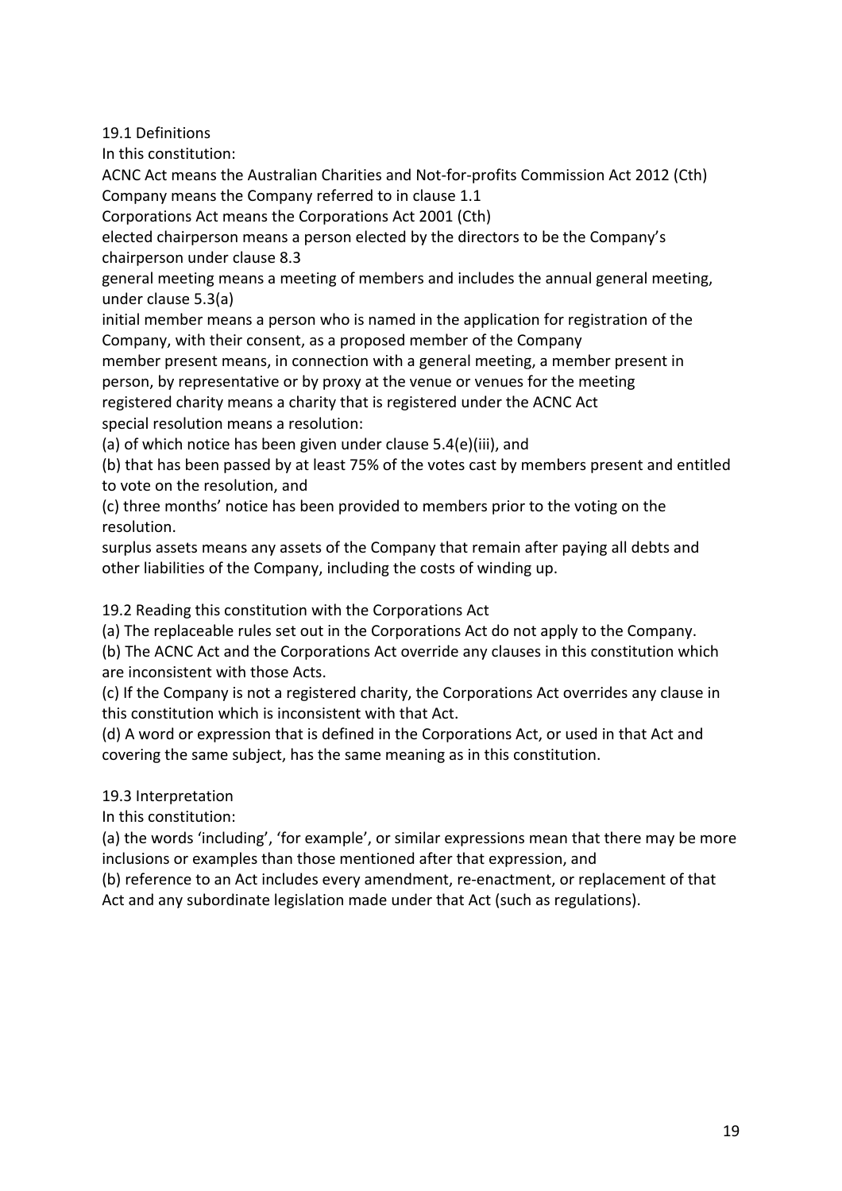## 19.1 Definitions

In this constitution:

ACNC Act means the Australian Charities and Not-for-profits Commission Act 2012 (Cth)

Company means the Company referred to in clause 1.1

Corporations Act means the Corporations Act 2001 (Cth)

elected chairperson means a person elected by the directors to be the Company's chairperson under clause 8.3

general meeting means a meeting of members and includes the annual general meeting, under clause 5.3(a)

initial member means a person who is named in the application for registration of the Company, with their consent, as a proposed member of the Company

member present means, in connection with a general meeting, a member present in person, by representative or by proxy at the venue or venues for the meeting

registered charity means a charity that is registered under the ACNC Act

special resolution means a resolution:

(a) of which notice has been given under clause 5.4(e)(iii), and

(b) that has been passed by at least 75% of the votes cast by members present and entitled to vote on the resolution, and

(c) three months' notice has been provided to members prior to the voting on the resolution.

surplus assets means any assets of the Company that remain after paying all debts and other liabilities of the Company, including the costs of winding up.

## 19.2 Reading this constitution with the Corporations Act

(a) The replaceable rules set out in the Corporations Act do not apply to the Company.

(b) The ACNC Act and the Corporations Act override any clauses in this constitution which are inconsistent with those Acts.

(c) If the Company is not a registered charity, the Corporations Act overrides any clause in this constitution which is inconsistent with that Act.

(d) A word or expression that is defined in the Corporations Act, or used in that Act and covering the same subject, has the same meaning as in this constitution.

## 19.3 Interpretation

In this constitution:

(a) the words 'including', 'for example', or similar expressions mean that there may be more inclusions or examples than those mentioned after that expression, and

(b) reference to an Act includes every amendment, re-enactment, or replacement of that Act and any subordinate legislation made under that Act (such as regulations).